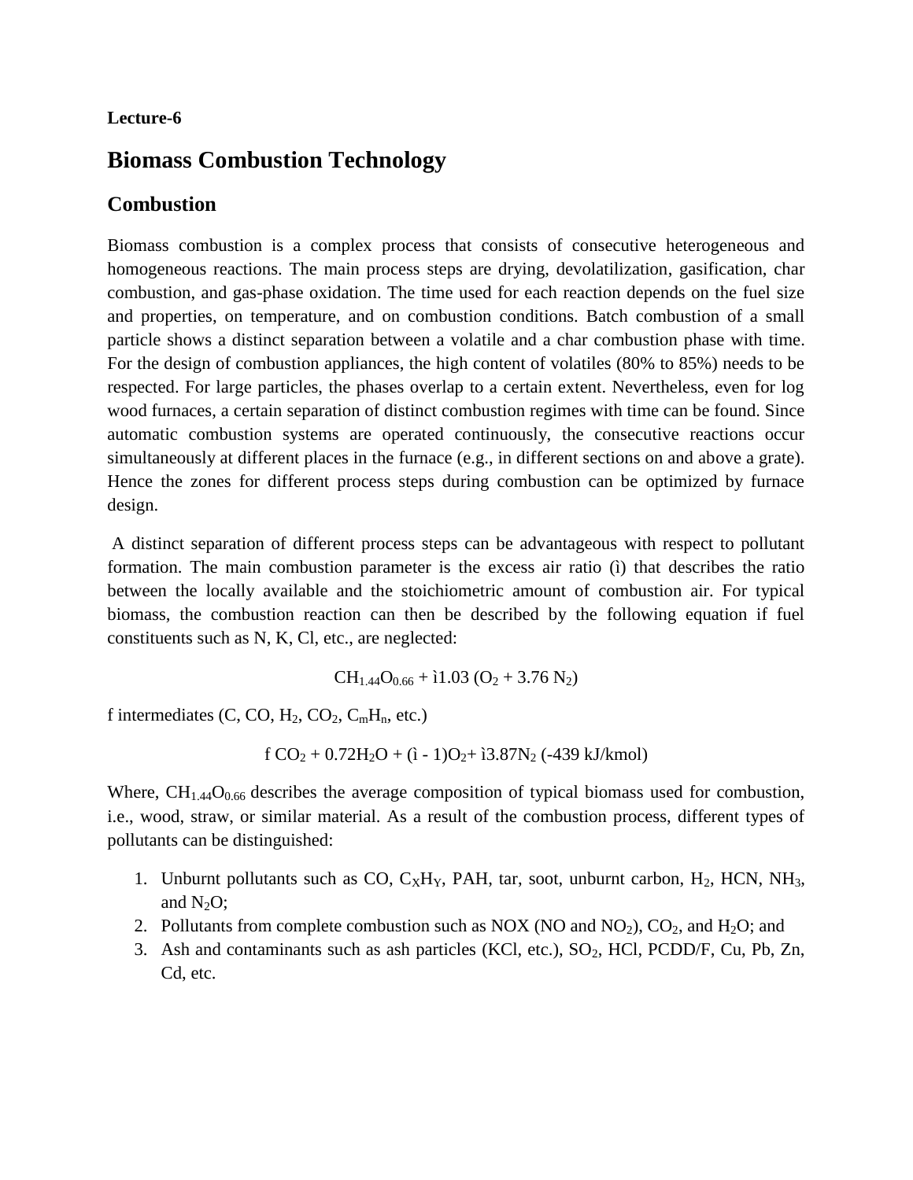**Lecture-6**

# Biomass Combustion Technology

## Combustion

Biomass combustion is a complex process that consists of consecutive heterogeneous and homogeneous reactions. The main process steps are drying, devolatilization, gasification, char combustion, and gas-phase oxidation. The time used for each reaction depends on the fuel size and properties, on temperature, and on combustion conditions. Batch combustion of a small particle shows a distinct separation between a volatile and a char combustion phase with time. For the design of combustion appliances, the high content of volatiles (80% to 85%) needs to be respected. For large particles, the phases overlap to a certain extent. Nevertheless, even for log wood furnaces, a certain separation of distinct combustion regimes with time can be found. Since automatic combustion systems are operated continuously, the consecutive reactions occur simultaneously at different places in the furnace (e.g., in different sections on and above a grate). Hence the zones for different process steps during combustion can be optimized by furnace design.

A distinct separation of different process steps can be advantageous with respect to pollutant formation. The main combustion parameter is the excess air ratio (ì) that describes the ratio between the locally available and the stoichiometric amount of combustion air. For typical biomass, the combustion reaction can then be described by the following equation if fuel constituents such as N, K, Cl, etc., are neglected:

$$CH_{1.44}O_{0.66} + ì1.03\ (O_2 + 3.76\ N_2)$$

f intermediates (C, CO, $H_2$, $CO_2$, $C_mH_n$, etc.)

$$f\ CO_2 + 0.72H_2O + (ì - 1)O_2 + ì3.87N_2\ (-439\ kJ/kmol)$$

Where, $CH_{1.44}O_{0.66}$ describes the average composition of typical biomass used for combustion, i.e., wood, straw, or similar material. As a result of the combustion process, different types of pollutants can be distinguished:

1. Unburnt pollutants such as CO, $C_XH_Y$, PAH, tar, soot, unburnt carbon, $H_2$, HCN, $NH_3$, and $N_2O$;
2. Pollutants from complete combustion such as NOX (NO and $NO_2$), $CO_2$, and $H_2O$; and
3. Ash and contaminants such as ash particles (KCl, etc.), $SO_2$, HCl, PCDD/F, Cu, Pb, Zn, Cd, etc.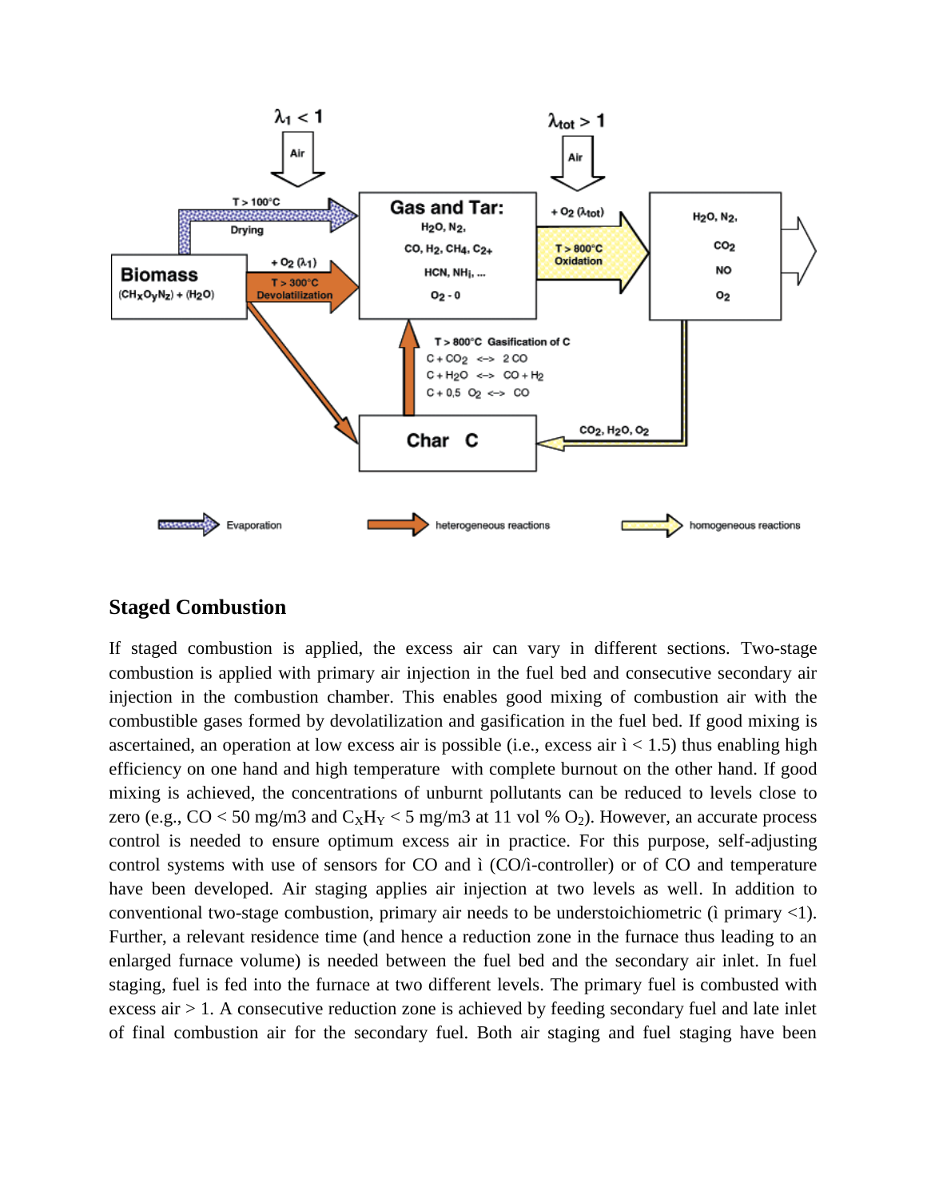## Staged Combustion

If staged combustion is applied, the excess air can vary in different sections. Two-stage combustion is applied with primary air injection in the fuel bed and consecutive secondary air injection in the combustion chamber. This enables good mixing of combustion air with the combustible gases formed by devolatilization and gasification in the fuel bed. If good mixing is ascertained, an operation at low excess air is possible (i.e., excess air ì < 1.5) thus enabling high efficiency on one hand and high temperature with complete burnout on the other hand. If good mixing is achieved, the concentrations of unburnt pollutants can be reduced to levels close to zero (e.g., CO < 50 mg/m3 and $C_XH_Y$ < 5 mg/m3 at 11 vol % $O_2$). However, an accurate process control is needed to ensure optimum excess air in practice. For this purpose, self-adjusting control systems with use of sensors for CO and ì (CO/ì-controller) or of CO and temperature have been developed. Air staging applies air injection at two levels as well. In addition to conventional two-stage combustion, primary air needs to be understoichiometric (ì primary <1). Further, a relevant residence time (and hence a reduction zone in the furnace thus leading to an enlarged furnace volume) is needed between the fuel bed and the secondary air inlet. In fuel staging, fuel is fed into the furnace at two different levels. The primary fuel is combusted with excess air > 1. A consecutive reduction zone is achieved by feeding secondary fuel and late inlet of final combustion air for the secondary fuel. Both air staging and fuel staging have been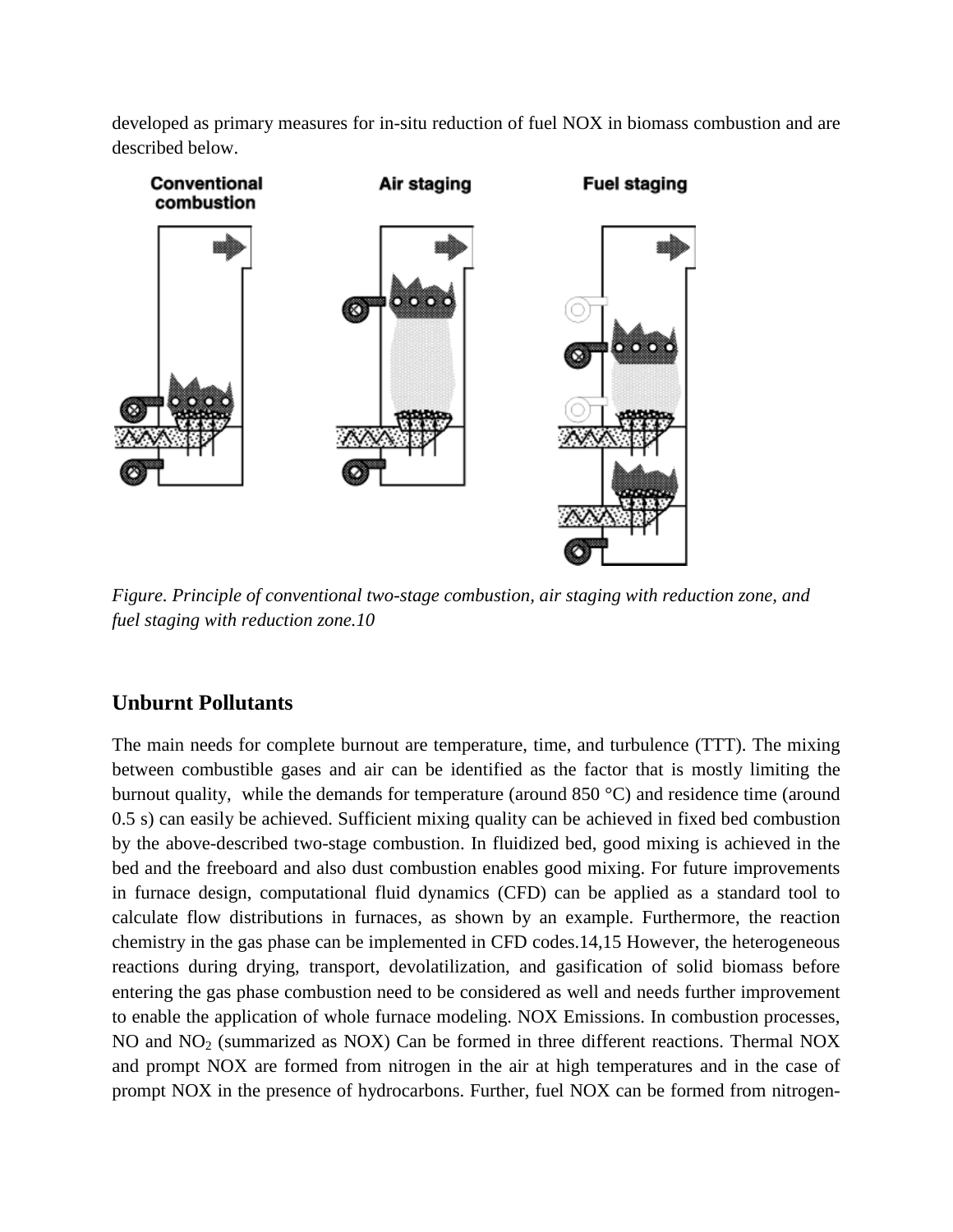developed as primary measures for in-situ reduction of fuel NOX in biomass combustion and are described below.

*Figure. Principle of conventional two-stage combustion, air staging with reduction zone, and fuel staging with reduction zone.10*

## Unburnt Pollutants

The main needs for complete burnout are temperature, time, and turbulence (TTT). The mixing between combustible gases and air can be identified as the factor that is mostly limiting the burnout quality, while the demands for temperature (around 850 °C) and residence time (around 0.5 s) can easily be achieved. Sufficient mixing quality can be achieved in fixed bed combustion by the above-described two-stage combustion. In fluidized bed, good mixing is achieved in the bed and the freeboard and also dust combustion enables good mixing. For future improvements in furnace design, computational fluid dynamics (CFD) can be applied as a standard tool to calculate flow distributions in furnaces, as shown by an example. Furthermore, the reaction chemistry in the gas phase can be implemented in CFD codes.14,15 However, the heterogeneous reactions during drying, transport, devolatilization, and gasification of solid biomass before entering the gas phase combustion need to be considered as well and needs further improvement to enable the application of whole furnace modeling. NOX Emissions. In combustion processes, NO and $NO_2$ (summarized as NOX) Can be formed in three different reactions. Thermal NOX and prompt NOX are formed from nitrogen in the air at high temperatures and in the case of prompt NOX in the presence of hydrocarbons. Further, fuel NOX can be formed from nitrogen-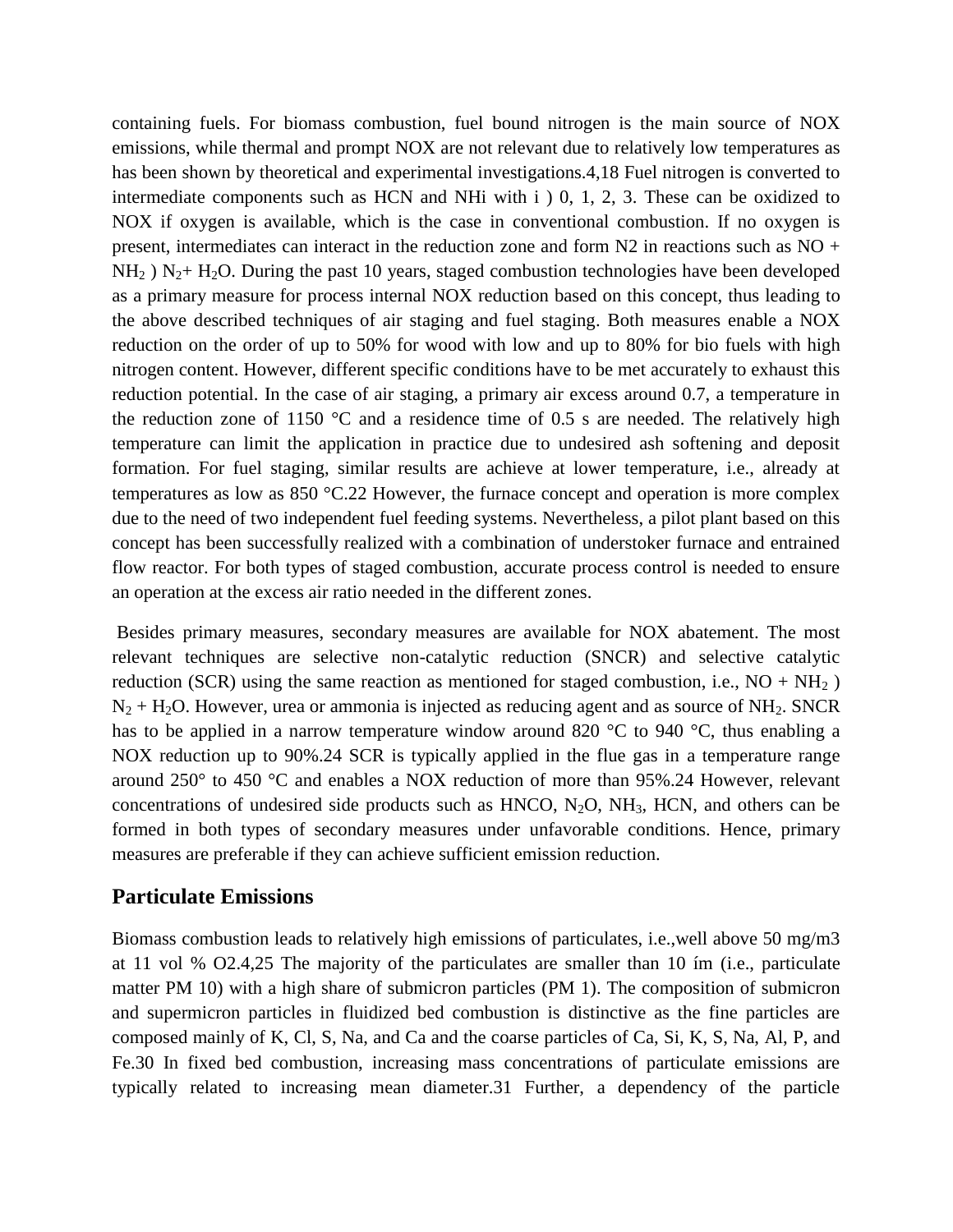containing fuels. For biomass combustion, fuel bound nitrogen is the main source of NOX emissions, while thermal and prompt NOX are not relevant due to relatively low temperatures as has been shown by theoretical and experimental investigations.4,18 Fuel nitrogen is converted to intermediate components such as HCN and NHi with i ) 0, 1, 2, 3. These can be oxidized to NOX if oxygen is available, which is the case in conventional combustion. If no oxygen is present, intermediates can interact in the reduction zone and form N2 in reactions such as NO + $NH_2$ ) $N_2$+ $H_2O$. During the past 10 years, staged combustion technologies have been developed as a primary measure for process internal NOX reduction based on this concept, thus leading to the above described techniques of air staging and fuel staging. Both measures enable a NOX reduction on the order of up to 50% for wood with low and up to 80% for bio fuels with high nitrogen content. However, different specific conditions have to be met accurately to exhaust this reduction potential. In the case of air staging, a primary air excess around 0.7, a temperature in the reduction zone of 1150 °C and a residence time of 0.5 s are needed. The relatively high temperature can limit the application in practice due to undesired ash softening and deposit formation. For fuel staging, similar results are achieve at lower temperature, i.e., already at temperatures as low as 850 °C.22 However, the furnace concept and operation is more complex due to the need of two independent fuel feeding systems. Nevertheless, a pilot plant based on this concept has been successfully realized with a combination of understoker furnace and entrained flow reactor. For both types of staged combustion, accurate process control is needed to ensure an operation at the excess air ratio needed in the different zones.

Besides primary measures, secondary measures are available for NOX abatement. The most relevant techniques are selective non-catalytic reduction (SNCR) and selective catalytic reduction (SCR) using the same reaction as mentioned for staged combustion, i.e., NO + $NH_2$ ) $N_2$ + $H_2O$. However, urea or ammonia is injected as reducing agent and as source of $NH_2$. SNCR has to be applied in a narrow temperature window around 820 °C to 940 °C, thus enabling a NOX reduction up to 90%.24 SCR is typically applied in the flue gas in a temperature range around 250° to 450 °C and enables a NOX reduction of more than 95%.24 However, relevant concentrations of undesired side products such as HNCO, $N_2O$, $NH_3$, HCN, and others can be formed in both types of secondary measures under unfavorable conditions. Hence, primary measures are preferable if they can achieve sufficient emission reduction.

## Particulate Emissions

Biomass combustion leads to relatively high emissions of particulates, i.e.,well above 50 mg/m3 at 11 vol % O2.4,25 The majority of the particulates are smaller than 10 ím (i.e., particulate matter PM 10) with a high share of submicron particles (PM 1). The composition of submicron and supermicron particles in fluidized bed combustion is distinctive as the fine particles are composed mainly of K, Cl, S, Na, and Ca and the coarse particles of Ca, Si, K, S, Na, Al, P, and Fe.30 In fixed bed combustion, increasing mass concentrations of particulate emissions are typically related to increasing mean diameter.31 Further, a dependency of the particle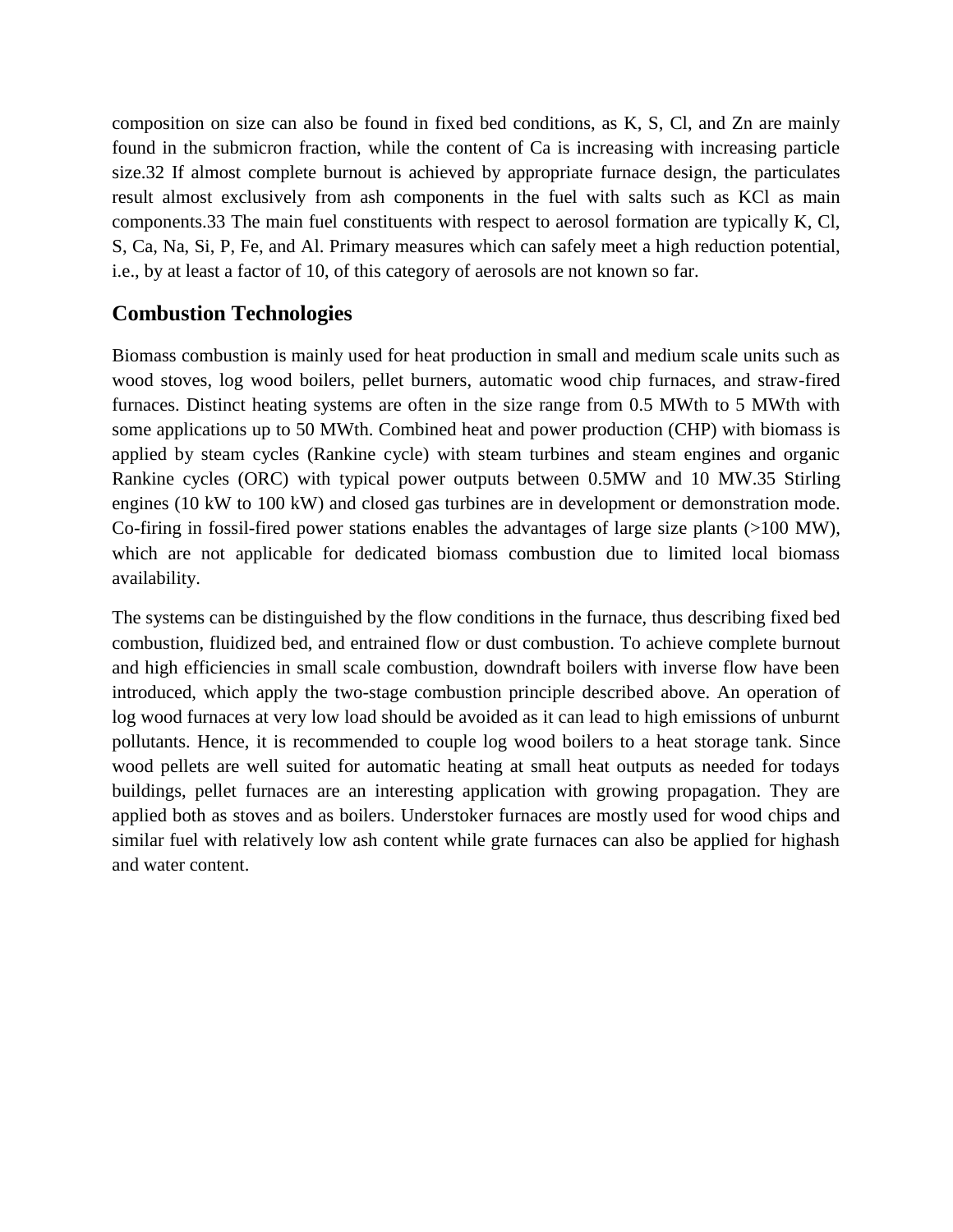composition on size can also be found in fixed bed conditions, as K, S, Cl, and Zn are mainly found in the submicron fraction, while the content of Ca is increasing with increasing particle size.32 If almost complete burnout is achieved by appropriate furnace design, the particulates result almost exclusively from ash components in the fuel with salts such as KCl as main components.33 The main fuel constituents with respect to aerosol formation are typically K, Cl, S, Ca, Na, Si, P, Fe, and Al. Primary measures which can safely meet a high reduction potential, i.e., by at least a factor of 10, of this category of aerosols are not known so far.

## Combustion Technologies

Biomass combustion is mainly used for heat production in small and medium scale units such as wood stoves, log wood boilers, pellet burners, automatic wood chip furnaces, and straw-fired furnaces. Distinct heating systems are often in the size range from 0.5 MWth to 5 MWth with some applications up to 50 MWth. Combined heat and power production (CHP) with biomass is applied by steam cycles (Rankine cycle) with steam turbines and steam engines and organic Rankine cycles (ORC) with typical power outputs between 0.5MW and 10 MW.35 Stirling engines (10 kW to 100 kW) and closed gas turbines are in development or demonstration mode. Co-firing in fossil-fired power stations enables the advantages of large size plants (>100 MW), which are not applicable for dedicated biomass combustion due to limited local biomass availability.

The systems can be distinguished by the flow conditions in the furnace, thus describing fixed bed combustion, fluidized bed, and entrained flow or dust combustion. To achieve complete burnout and high efficiencies in small scale combustion, downdraft boilers with inverse flow have been introduced, which apply the two-stage combustion principle described above. An operation of log wood furnaces at very low load should be avoided as it can lead to high emissions of unburnt pollutants. Hence, it is recommended to couple log wood boilers to a heat storage tank. Since wood pellets are well suited for automatic heating at small heat outputs as needed for todays buildings, pellet furnaces are an interesting application with growing propagation. They are applied both as stoves and as boilers. Understoker furnaces are mostly used for wood chips and similar fuel with relatively low ash content while grate furnaces can also be applied for highash and water content.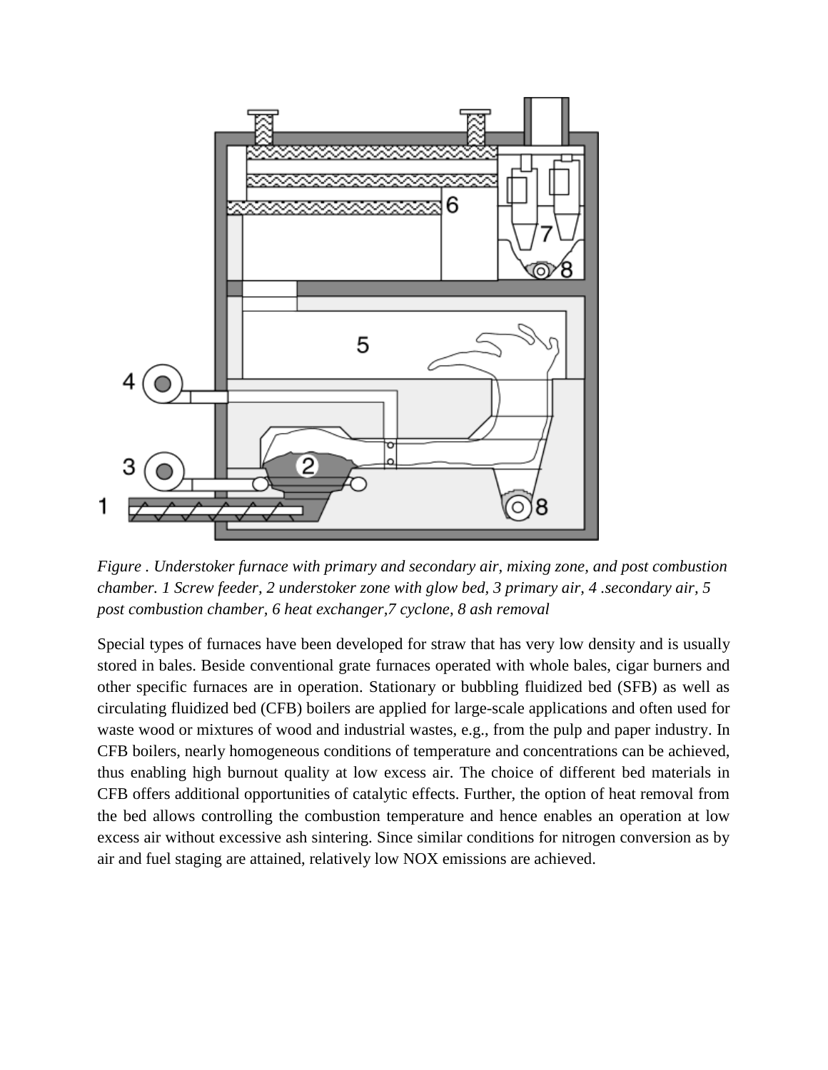*Figure . Understoker furnace with primary and secondary air, mixing zone, and post combustion chamber. 1 Screw feeder, 2 understoker zone with glow bed, 3 primary air, 4 .secondary air, 5 post combustion chamber, 6 heat exchanger,7 cyclone, 8 ash removal*

Special types of furnaces have been developed for straw that has very low density and is usually stored in bales. Beside conventional grate furnaces operated with whole bales, cigar burners and other specific furnaces are in operation. Stationary or bubbling fluidized bed (SFB) as well as circulating fluidized bed (CFB) boilers are applied for large-scale applications and often used for waste wood or mixtures of wood and industrial wastes, e.g., from the pulp and paper industry. In CFB boilers, nearly homogeneous conditions of temperature and concentrations can be achieved, thus enabling high burnout quality at low excess air. The choice of different bed materials in CFB offers additional opportunities of catalytic effects. Further, the option of heat removal from the bed allows controlling the combustion temperature and hence enables an operation at low excess air without excessive ash sintering. Since similar conditions for nitrogen conversion as by air and fuel staging are attained, relatively low NOX emissions are achieved.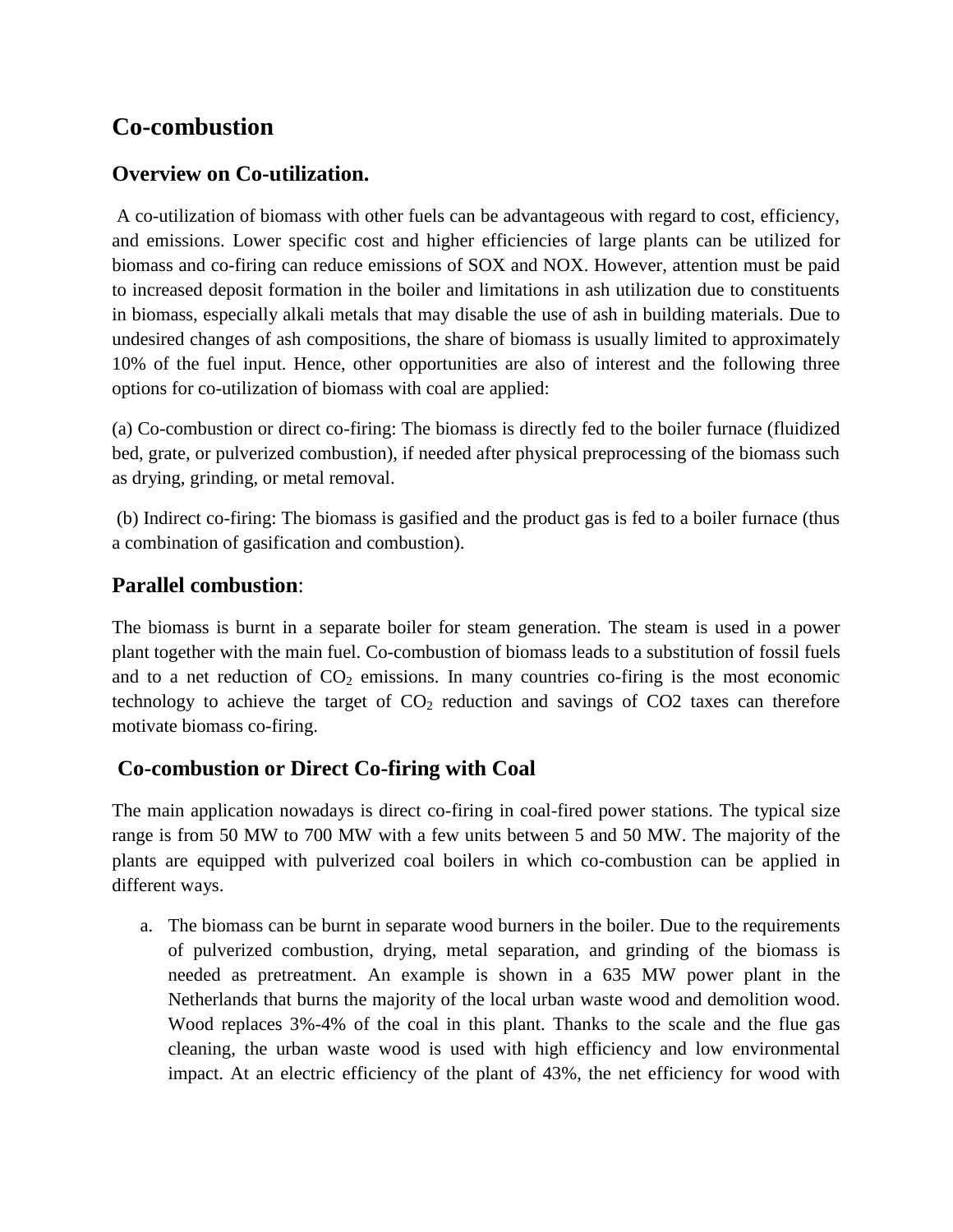## Co-combustion

### Overview on Co-utilization.

A co-utilization of biomass with other fuels can be advantageous with regard to cost, efficiency, and emissions. Lower specific cost and higher efficiencies of large plants can be utilized for biomass and co-firing can reduce emissions of SOX and NOX. However, attention must be paid to increased deposit formation in the boiler and limitations in ash utilization due to constituents in biomass, especially alkali metals that may disable the use of ash in building materials. Due to undesired changes of ash compositions, the share of biomass is usually limited to approximately 10% of the fuel input. Hence, other opportunities are also of interest and the following three options for co-utilization of biomass with coal are applied:

(a) Co-combustion or direct co-firing: The biomass is directly fed to the boiler furnace (fluidized bed, grate, or pulverized combustion), if needed after physical preprocessing of the biomass such as drying, grinding, or metal removal.

(b) Indirect co-firing: The biomass is gasified and the product gas is fed to a boiler furnace (thus a combination of gasification and combustion).

### Parallel combustion:

The biomass is burnt in a separate boiler for steam generation. The steam is used in a power plant together with the main fuel. Co-combustion of biomass leads to a substitution of fossil fuels and to a net reduction of $CO_2$ emissions. In many countries co-firing is the most economic technology to achieve the target of $CO_2$ reduction and savings of CO2 taxes can therefore motivate biomass co-firing.

### Co-combustion or Direct Co-firing with Coal

The main application nowadays is direct co-firing in coal-fired power stations. The typical size range is from 50 MW to 700 MW with a few units between 5 and 50 MW. The majority of the plants are equipped with pulverized coal boilers in which co-combustion can be applied in different ways.

a. The biomass can be burnt in separate wood burners in the boiler. Due to the requirements of pulverized combustion, drying, metal separation, and grinding of the biomass is needed as pretreatment. An example is shown in a 635 MW power plant in the Netherlands that burns the majority of the local urban waste wood and demolition wood. Wood replaces 3%-4% of the coal in this plant. Thanks to the scale and the flue gas cleaning, the urban waste wood is used with high efficiency and low environmental impact. At an electric efficiency of the plant of 43%, the net efficiency for wood with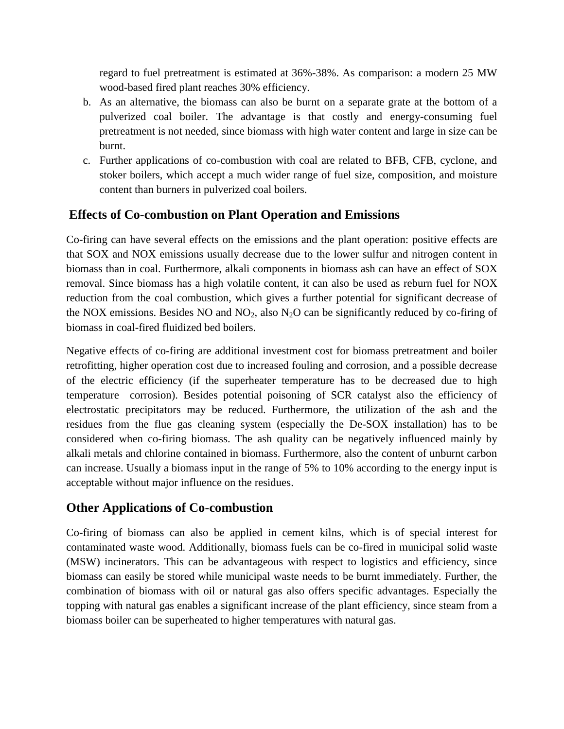regard to fuel pretreatment is estimated at 36%-38%. As comparison: a modern 25 MW wood-based fired plant reaches 30% efficiency.

b. As an alternative, the biomass can also be burnt on a separate grate at the bottom of a pulverized coal boiler. The advantage is that costly and energy-consuming fuel pretreatment is not needed, since biomass with high water content and large in size can be burnt.
c. Further applications of co-combustion with coal are related to BFB, CFB, cyclone, and stoker boilers, which accept a much wider range of fuel size, composition, and moisture content than burners in pulverized coal boilers.

## Effects of Co-combustion on Plant Operation and Emissions

Co-firing can have several effects on the emissions and the plant operation: positive effects are that SOX and NOX emissions usually decrease due to the lower sulfur and nitrogen content in biomass than in coal. Furthermore, alkali components in biomass ash can have an effect of SOX removal. Since biomass has a high volatile content, it can also be used as reburn fuel for NOX reduction from the coal combustion, which gives a further potential for significant decrease of the NOX emissions. Besides NO and $NO_2$, also $N_2O$ can be significantly reduced by co-firing of biomass in coal-fired fluidized bed boilers.

Negative effects of co-firing are additional investment cost for biomass pretreatment and boiler retrofitting, higher operation cost due to increased fouling and corrosion, and a possible decrease of the electric efficiency (if the superheater temperature has to be decreased due to high temperature corrosion). Besides potential poisoning of SCR catalyst also the efficiency of electrostatic precipitators may be reduced. Furthermore, the utilization of the ash and the residues from the flue gas cleaning system (especially the De-SOX installation) has to be considered when co-firing biomass. The ash quality can be negatively influenced mainly by alkali metals and chlorine contained in biomass. Furthermore, also the content of unburnt carbon can increase. Usually a biomass input in the range of 5% to 10% according to the energy input is acceptable without major influence on the residues.

## Other Applications of Co-combustion

Co-firing of biomass can also be applied in cement kilns, which is of special interest for contaminated waste wood. Additionally, biomass fuels can be co-fired in municipal solid waste (MSW) incinerators. This can be advantageous with respect to logistics and efficiency, since biomass can easily be stored while municipal waste needs to be burnt immediately. Further, the combination of biomass with oil or natural gas also offers specific advantages. Especially the topping with natural gas enables a significant increase of the plant efficiency, since steam from a biomass boiler can be superheated to higher temperatures with natural gas.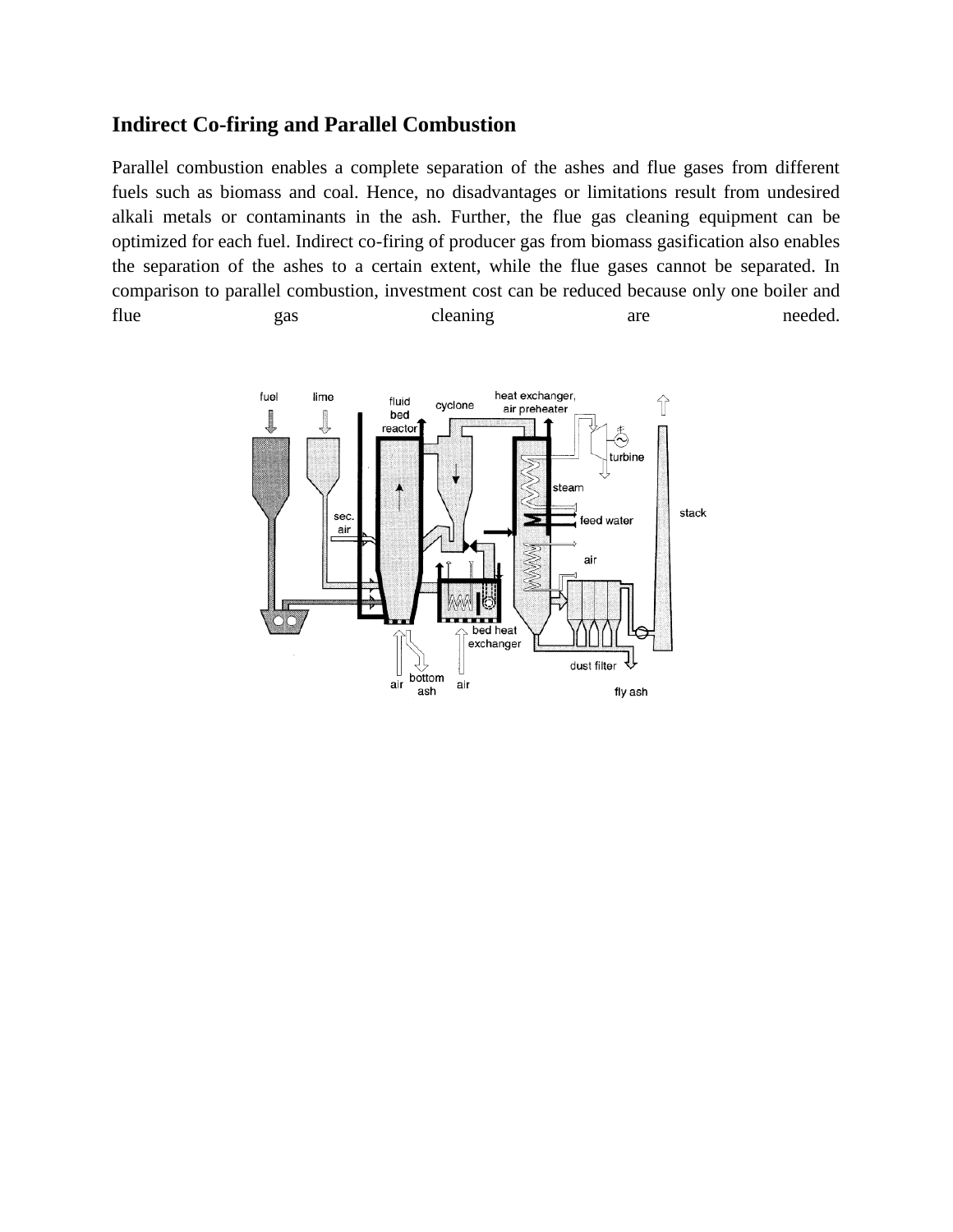## Indirect Co-firing and Parallel Combustion

Parallel combustion enables a complete separation of the ashes and flue gases from different fuels such as biomass and coal. Hence, no disadvantages or limitations result from undesired alkali metals or contaminants in the ash. Further, the flue gas cleaning equipment can be optimized for each fuel. Indirect co-firing of producer gas from biomass gasification also enables the separation of the ashes to a certain extent, while the flue gases cannot be separated. In comparison to parallel combustion, investment cost can be reduced because only one boiler and flue gas cleaning are needed.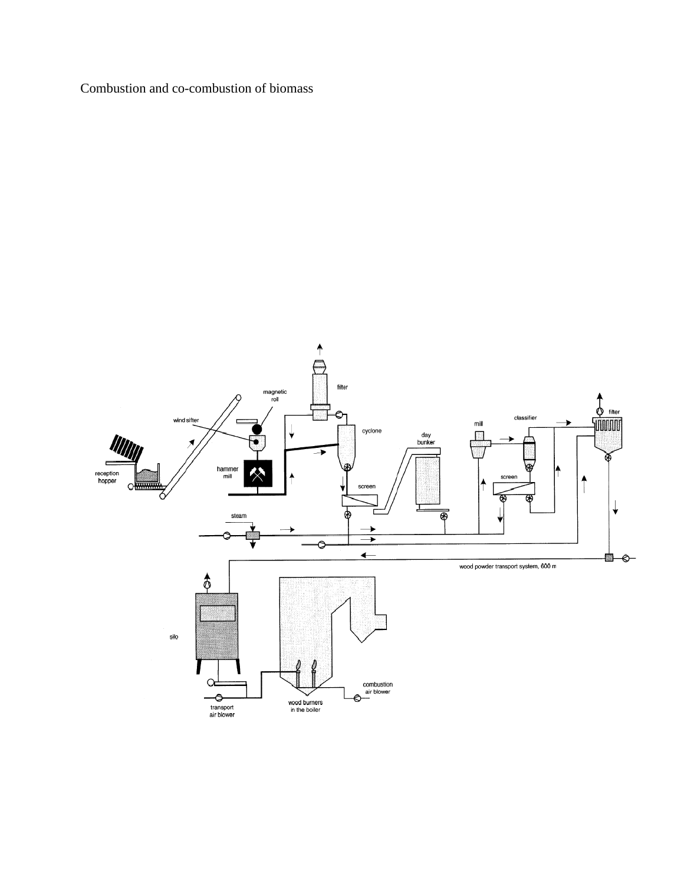filter

magnetic roll

wind sifter

cyclone

day bunker

classifier

mill

filter

reception hopper

hammer mill

screen

screen

steam

wood powder transport system, 600 m

silo

transport air blower

wood burners in the boiler

combustion air blower